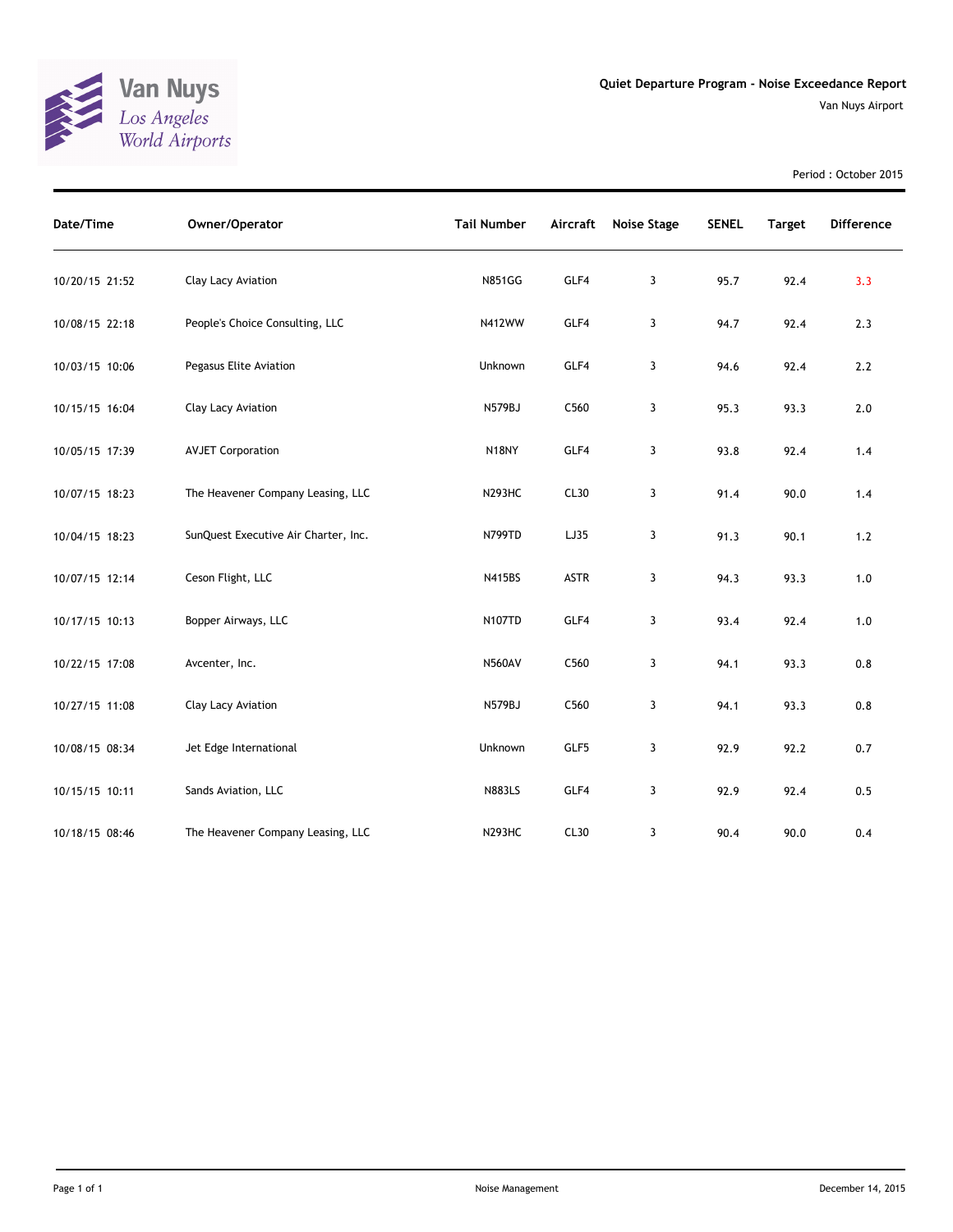Van Nuys
*Los Angeles World Airports*

## Quiet Departure Program - Noise Exceedance Report

Van Nuys Airport

Period : October 2015

| Date/Time | Owner/Operator | Tail Number | Aircraft | Noise Stage | SENEL | Target | Difference |
|---|---|---|---|---|---|---|---|
| 10/20/15 21:52 | Clay Lacy Aviation | N851GG | GLF4 | 3 | 95.7 | 92.4 | 3.3 |
| 10/08/15 22:18 | People's Choice Consulting, LLC | N412WW | GLF4 | 3 | 94.7 | 92.4 | 2.3 |
| 10/03/15 10:06 | Pegasus Elite Aviation | Unknown | GLF4 | 3 | 94.6 | 92.4 | 2.2 |
| 10/15/15 16:04 | Clay Lacy Aviation | N579BJ | C560 | 3 | 95.3 | 93.3 | 2.0 |
| 10/05/15 17:39 | AVJET Corporation | N18NY | GLF4 | 3 | 93.8 | 92.4 | 1.4 |
| 10/07/15 18:23 | The Heavener Company Leasing, LLC | N293HC | CL30 | 3 | 91.4 | 90.0 | 1.4 |
| 10/04/15 18:23 | SunQuest Executive Air Charter, Inc. | N799TD | LJ35 | 3 | 91.3 | 90.1 | 1.2 |
| 10/07/15 12:14 | Ceson Flight, LLC | N415BS | ASTR | 3 | 94.3 | 93.3 | 1.0 |
| 10/17/15 10:13 | Bopper Airways, LLC | N107TD | GLF4 | 3 | 93.4 | 92.4 | 1.0 |
| 10/22/15 17:08 | Avcenter, Inc. | N560AV | C560 | 3 | 94.1 | 93.3 | 0.8 |
| 10/27/15 11:08 | Clay Lacy Aviation | N579BJ | C560 | 3 | 94.1 | 93.3 | 0.8 |
| 10/08/15 08:34 | Jet Edge International | Unknown | GLF5 | 3 | 92.9 | 92.2 | 0.7 |
| 10/15/15 10:11 | Sands Aviation, LLC | N883LS | GLF4 | 3 | 92.9 | 92.4 | 0.5 |
| 10/18/15 08:46 | The Heavener Company Leasing, LLC | N293HC | CL30 | 3 | 90.4 | 90.0 | 0.4 |

Noise Management

December 14, 2015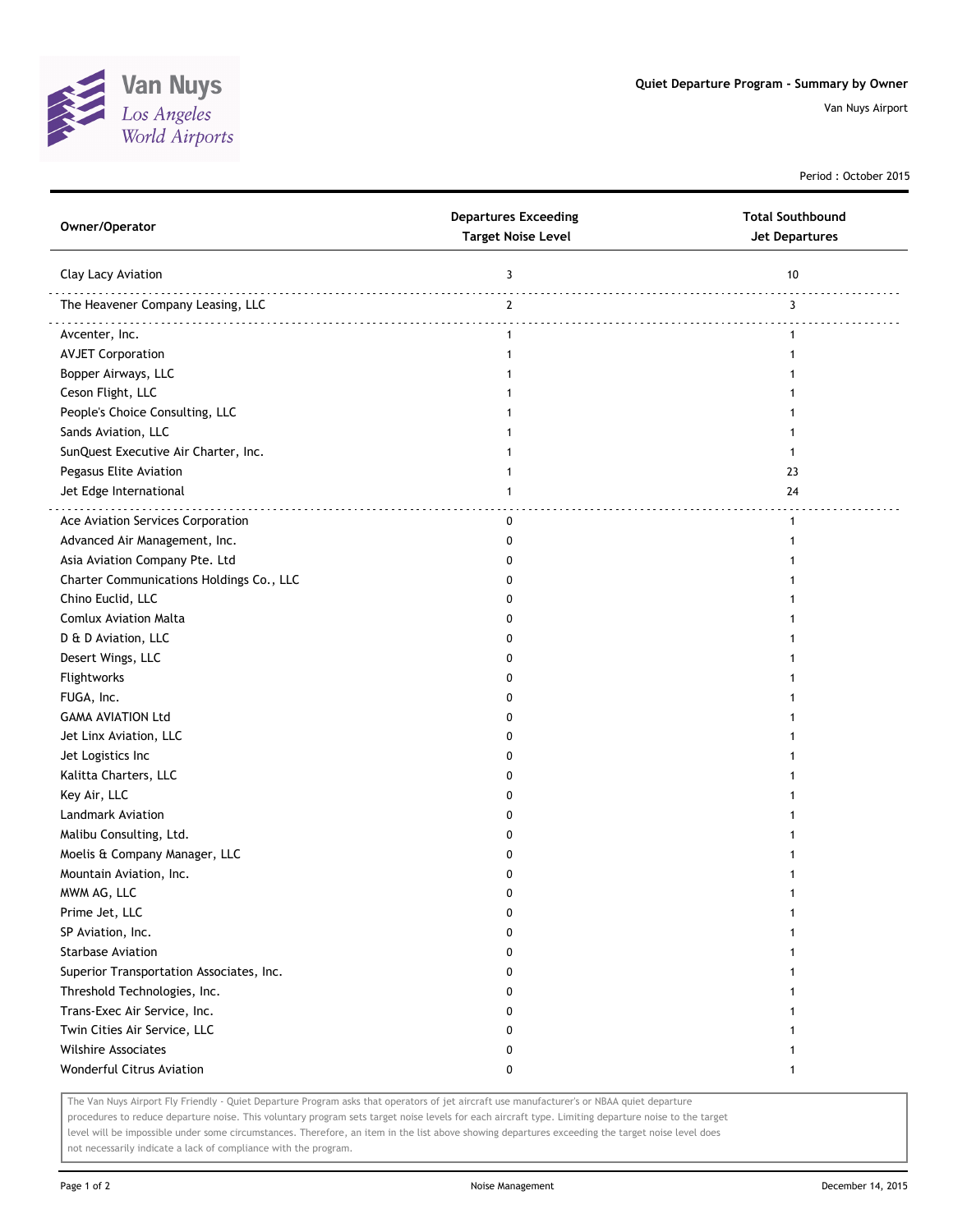Van Nuys
*Los Angeles World Airports*

## Quiet Departure Program - Summary by Owner

Van Nuys Airport

Period : October 2015

| Owner/Operator | Departures Exceeding Target Noise Level | Total Southbound Jet Departures |
|---|---|---|
| Clay Lacy Aviation | 3 | 10 |
| The Heavener Company Leasing, LLC | 2 | 3 |
| Avcenter, Inc. | 1 | 1 |
| AVJET Corporation | 1 | 1 |
| Bopper Airways, LLC | 1 | 1 |
| Ceson Flight, LLC | 1 | 1 |
| People's Choice Consulting, LLC | 1 | 1 |
| Sands Aviation, LLC | 1 | 1 |
| SunQuest Executive Air Charter, Inc. | 1 | 1 |
| Pegasus Elite Aviation | 1 | 23 |
| Jet Edge International | 1 | 24 |
| Ace Aviation Services Corporation | 0 | 1 |
| Advanced Air Management, Inc. | 0 | 1 |
| Asia Aviation Company Pte. Ltd | 0 | 1 |
| Charter Communications Holdings Co., LLC | 0 | 1 |
| Chino Euclid, LLC | 0 | 1 |
| Comlux Aviation Malta | 0 | 1 |
| D & D Aviation, LLC | 0 | 1 |
| Desert Wings, LLC | 0 | 1 |
| Flightworks | 0 | 1 |
| FUGA, Inc. | 0 | 1 |
| GAMA AVIATION Ltd | 0 | 1 |
| Jet Linx Aviation, LLC | 0 | 1 |
| Jet Logistics Inc | 0 | 1 |
| Kalitta Charters, LLC | 0 | 1 |
| Key Air, LLC | 0 | 1 |
| Landmark Aviation | 0 | 1 |
| Malibu Consulting, Ltd. | 0 | 1 |
| Moelis & Company Manager, LLC | 0 | 1 |
| Mountain Aviation, Inc. | 0 | 1 |
| MWM AG, LLC | 0 | 1 |
| Prime Jet, LLC | 0 | 1 |
| SP Aviation, Inc. | 0 | 1 |
| Starbase Aviation | 0 | 1 |
| Superior Transportation Associates, Inc. | 0 | 1 |
| Threshold Technologies, Inc. | 0 | 1 |
| Trans-Exec Air Service, Inc. | 0 | 1 |
| Twin Cities Air Service, LLC | 0 | 1 |
| Wilshire Associates | 0 | 1 |
| Wonderful Citrus Aviation | 0 | 1 |

The Van Nuys Airport Fly Friendly - Quiet Departure Program asks that operators of jet aircraft use manufacturer's or NBAA quiet departure procedures to reduce departure noise. This voluntary program sets target noise levels for each aircraft type. Limiting departure noise to the target level will be impossible under some circumstances. Therefore, an item in the list above showing departures exceeding the target noise level does not necessarily indicate a lack of compliance with the program.

Noise Management

December 14, 2015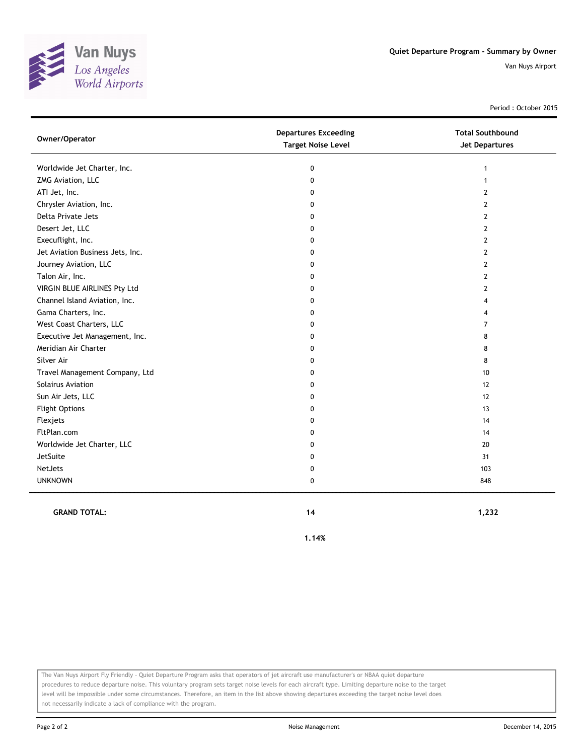Van Nuys
Los Angeles
World Airports

**Quiet Departure Program - Summary by Owner**

Van Nuys Airport

Period : October 2015

| Owner/Operator | Departures Exceeding Target Noise Level | Total Southbound Jet Departures |
|---|---|---|
| Worldwide Jet Charter, Inc. | 0 | 1 |
| ZMG Aviation, LLC | 0 | 1 |
| ATI Jet, Inc. | 0 | 2 |
| Chrysler Aviation, Inc. | 0 | 2 |
| Delta Private Jets | 0 | 2 |
| Desert Jet, LLC | 0 | 2 |
| Execuflight, Inc. | 0 | 2 |
| Jet Aviation Business Jets, Inc. | 0 | 2 |
| Journey Aviation, LLC | 0 | 2 |
| Talon Air, Inc. | 0 | 2 |
| VIRGIN BLUE AIRLINES Pty Ltd | 0 | 2 |
| Channel Island Aviation, Inc. | 0 | 4 |
| Gama Charters, Inc. | 0 | 4 |
| West Coast Charters, LLC | 0 | 7 |
| Executive Jet Management, Inc. | 0 | 8 |
| Meridian Air Charter | 0 | 8 |
| Silver Air | 0 | 8 |
| Travel Management Company, Ltd | 0 | 10 |
| Solairus Aviation | 0 | 12 |
| Sun Air Jets, LLC | 0 | 12 |
| Flight Options | 0 | 13 |
| Flexjets | 0 | 14 |
| FltPlan.com | 0 | 14 |
| Worldwide Jet Charter, LLC | 0 | 20 |
| JetSuite | 0 | 31 |
| NetJets | 0 | 103 |
| UNKNOWN | 0 | 848 |
| **GRAND TOTAL:** | **14** | **1,232** |
| | **1.14%** | |

The Van Nuys Airport Fly Friendly - Quiet Departure Program asks that operators of jet aircraft use manufacturer's or NBAA quiet departure procedures to reduce departure noise. This voluntary program sets target noise levels for each aircraft type. Limiting departure noise to the target level will be impossible under some circumstances. Therefore, an item in the list above showing departures exceeding the target noise level does not necessarily indicate a lack of compliance with the program.

Noise Management

December 14, 2015